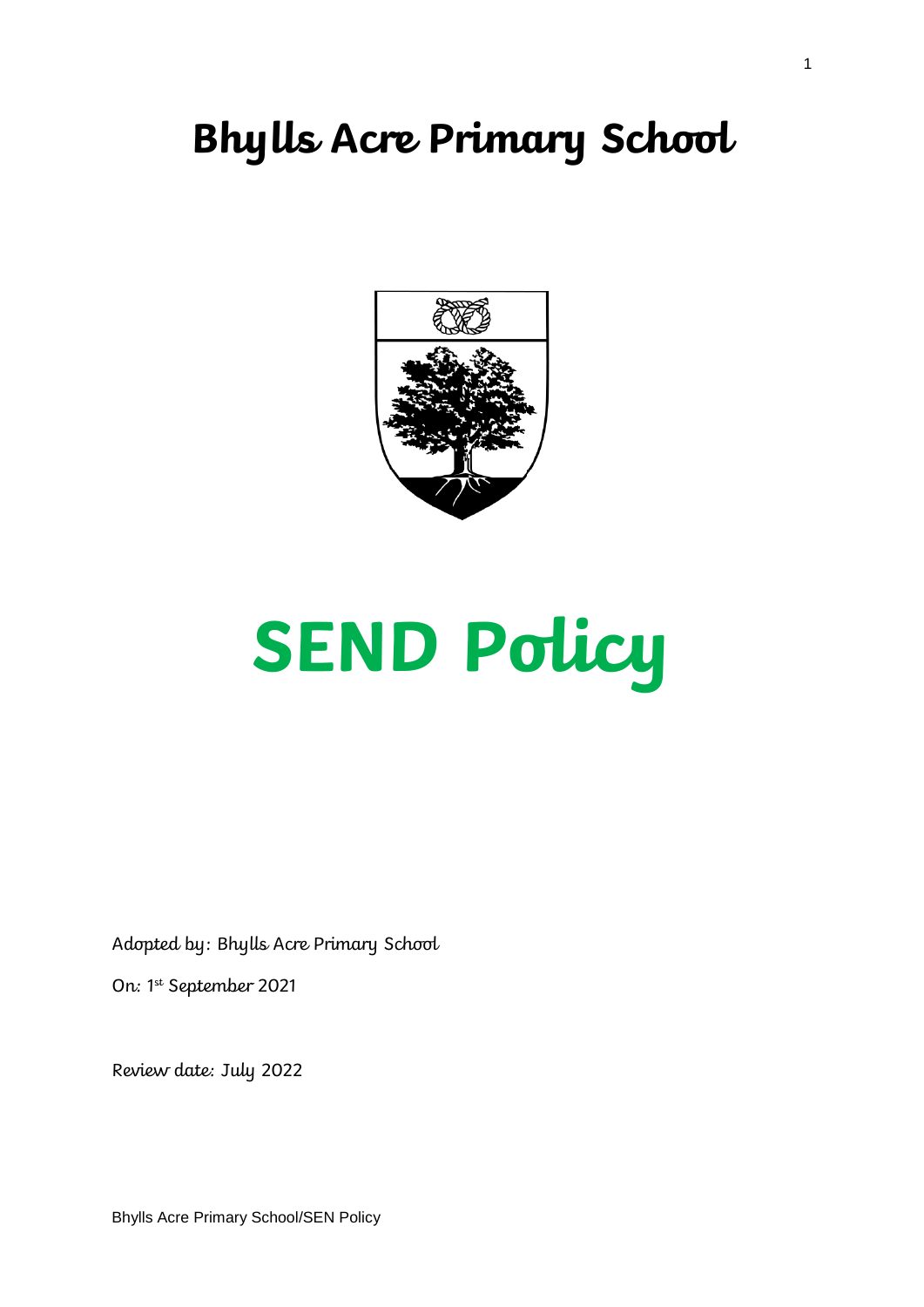# Bhylls Acre Primary School

# SEND Policy

Adopted by: Bhylls Acre Primary School

On: 1st September 2021

Review date: July 2022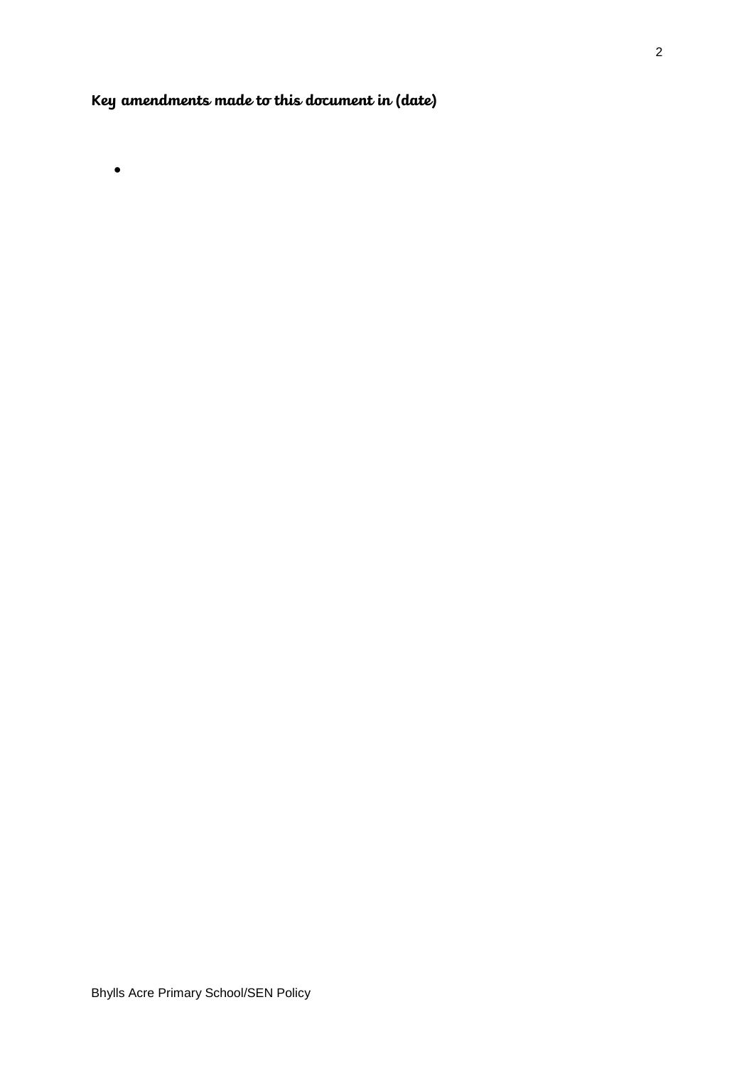**Key amendments made to this document in (date)**

-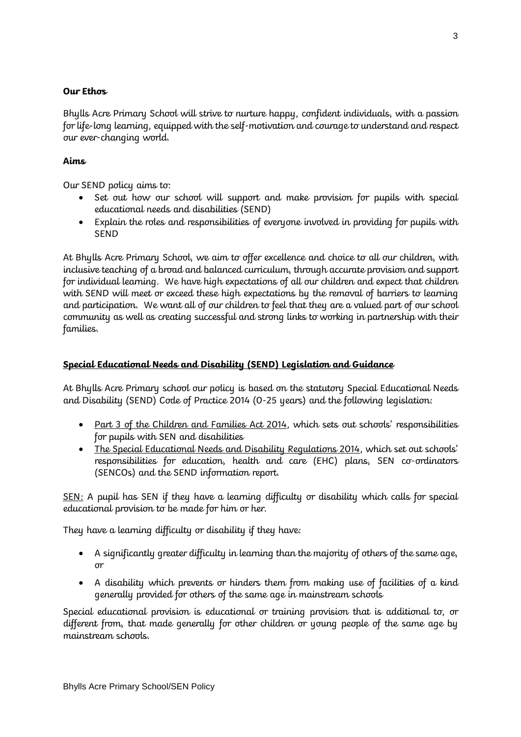**Our Ethos**

Bhylls Acre Primary School will strive to nurture happy, confident individuals, with a passion for life-long learning, equipped with the self-motivation and courage to understand and respect our ever-changing world.

**Aims**

Our SEND policy aims to:

- Set out how our school will support and make provision for pupils with special educational needs and disabilities (SEND)
- Explain the roles and responsibilities of everyone involved in providing for pupils with SEND

At Bhylls Acre Primary School, we aim to offer excellence and choice to all our children, with inclusive teaching of a broad and balanced curriculum, through accurate provision and support for individual learning. We have high expectations of all our children and expect that children with SEND will meet or exceed these high expectations by the removal of barriers to learning and participation. We want all of our children to feel that they are a valued part of our school community as well as creating successful and strong links to working in partnership with their families.

**Special Educational Needs and Disability (SEND) Legislation and Guidance**

At Bhylls Acre Primary school our policy is based on the statutory Special Educational Needs and Disability (SEND) Code of Practice 2014 (0-25 years) and the following legislation:

- Part 3 of the Children and Families Act 2014, which sets out schools' responsibilities for pupils with SEN and disabilities
- The Special Educational Needs and Disability Regulations 2014, which set out schools' responsibilities for education, health and care (EHC) plans, SEN co-ordinators (SENCOs) and the SEND information report.

SEN: A pupil has SEN if they have a learning difficulty or disability which calls for special educational provision to be made for him or her.

They have a learning difficulty or disability if they have:

- A significantly greater difficulty in learning than the majority of others of the same age, or
- A disability which prevents or hinders them from making use of facilities of a kind generally provided for others of the same age in mainstream schools

Special educational provision is educational or training provision that is additional to, or different from, that made generally for other children or young people of the same age by mainstream schools.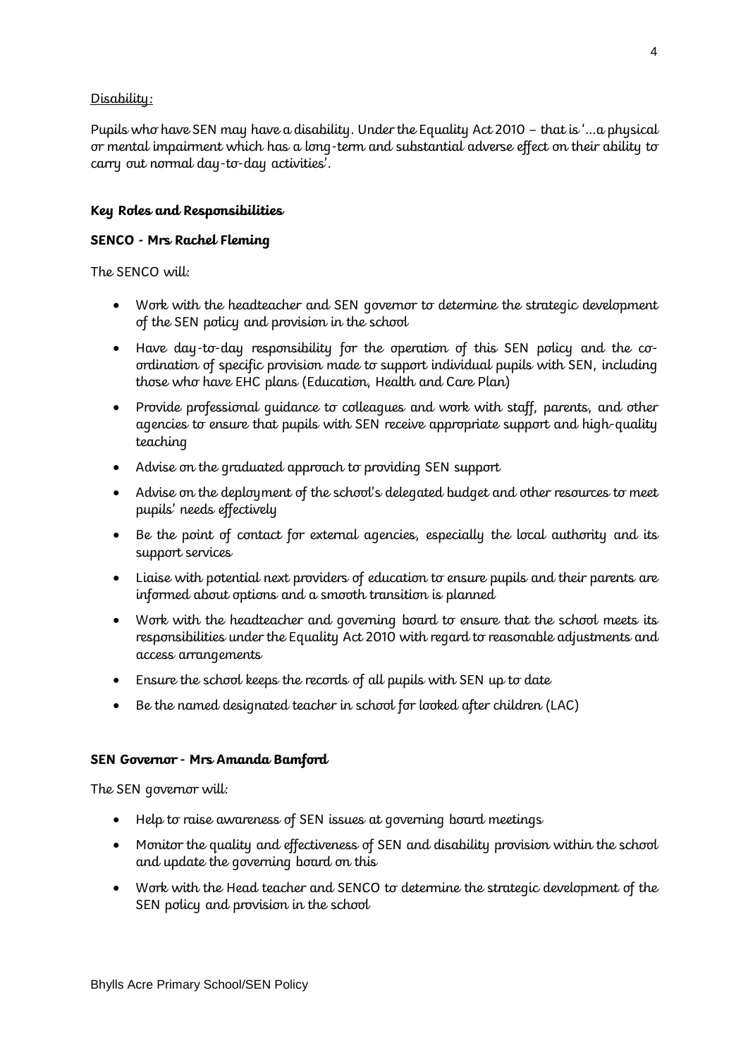Disability:

Pupils who have SEN may have a disability. Under the Equality Act 2010 – that is '…a physical or mental impairment which has a long-term and substantial adverse effect on their ability to carry out normal day-to-day activities'.

## Key Roles and Responsibilities

### SENCO - Mrs Rachel Fleming

The SENCO will:

- Work with the headteacher and SEN governor to determine the strategic development of the SEN policy and provision in the school
- Have day-to-day responsibility for the operation of this SEN policy and the co-ordination of specific provision made to support individual pupils with SEN, including those who have EHC plans (Education, Health and Care Plan)
- Provide professional guidance to colleagues and work with staff, parents, and other agencies to ensure that pupils with SEN receive appropriate support and high-quality teaching
- Advise on the graduated approach to providing SEN support
- Advise on the deployment of the school's delegated budget and other resources to meet pupils' needs effectively
- Be the point of contact for external agencies, especially the local authority and its support services
- Liaise with potential next providers of education to ensure pupils and their parents are informed about options and a smooth transition is planned
- Work with the headteacher and governing board to ensure that the school meets its responsibilities under the Equality Act 2010 with regard to reasonable adjustments and access arrangements
- Ensure the school keeps the records of all pupils with SEN up to date
- Be the named designated teacher in school for looked after children (LAC)

### SEN Governor - Mrs Amanda Bamford

The SEN governor will:

- Help to raise awareness of SEN issues at governing board meetings
- Monitor the quality and effectiveness of SEN and disability provision within the school and update the governing board on this
- Work with the Head teacher and SENCO to determine the strategic development of the SEN policy and provision in the school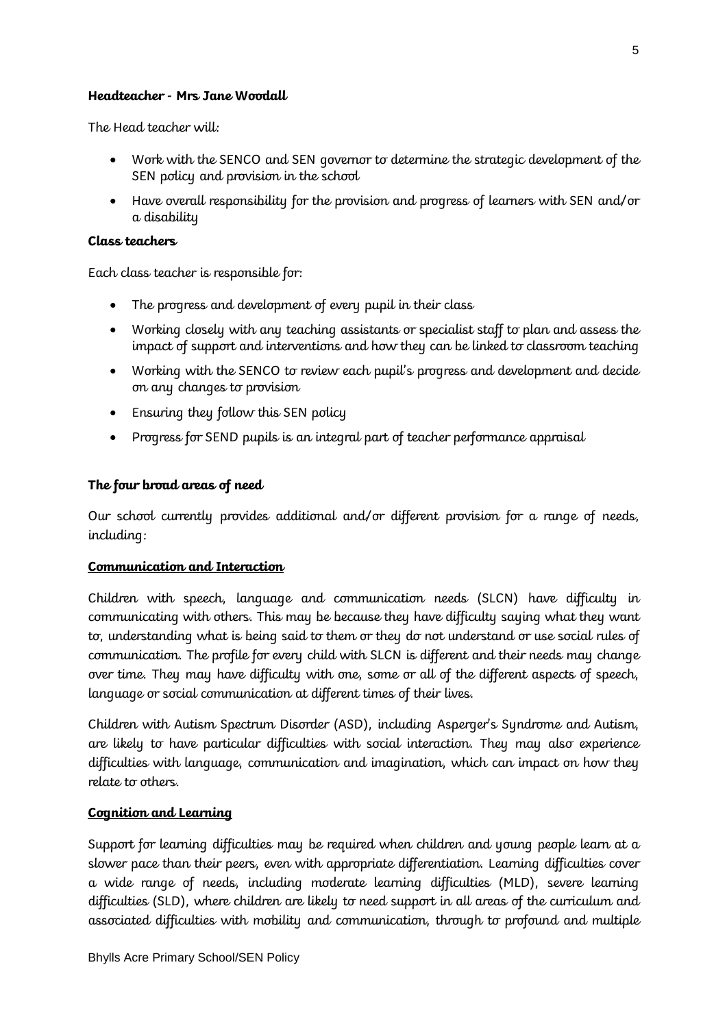**Headteacher - Mrs Jane Woodall**

The Head teacher will:

- Work with the SENCO and SEN governor to determine the strategic development of the SEN policy and provision in the school
- Have overall responsibility for the provision and progress of learners with SEN and/or a disability

**Class teachers**

Each class teacher is responsible for:

- The progress and development of every pupil in their class
- Working closely with any teaching assistants or specialist staff to plan and assess the impact of support and interventions and how they can be linked to classroom teaching
- Working with the SENCO to review each pupil's progress and development and decide on any changes to provision
- Ensuring they follow this SEN policy
- Progress for SEND pupils is an integral part of teacher performance appraisal

**The four broad areas of need**

Our school currently provides additional and/or different provision for a range of needs, including:

**Communication and Interaction**

Children with speech, language and communication needs (SLCN) have difficulty in communicating with others. This may be because they have difficulty saying what they want to, understanding what is being said to them or they do not understand or use social rules of communication. The profile for every child with SLCN is different and their needs may change over time. They may have difficulty with one, some or all of the different aspects of speech, language or social communication at different times of their lives.

Children with Autism Spectrum Disorder (ASD), including Asperger's Syndrome and Autism, are likely to have particular difficulties with social interaction. They may also experience difficulties with language, communication and imagination, which can impact on how they relate to others.

**Cognition and Learning**

Support for learning difficulties may be required when children and young people learn at a slower pace than their peers, even with appropriate differentiation. Learning difficulties cover a wide range of needs, including moderate learning difficulties (MLD), severe learning difficulties (SLD), where children are likely to need support in all areas of the curriculum and associated difficulties with mobility and communication, through to profound and multiple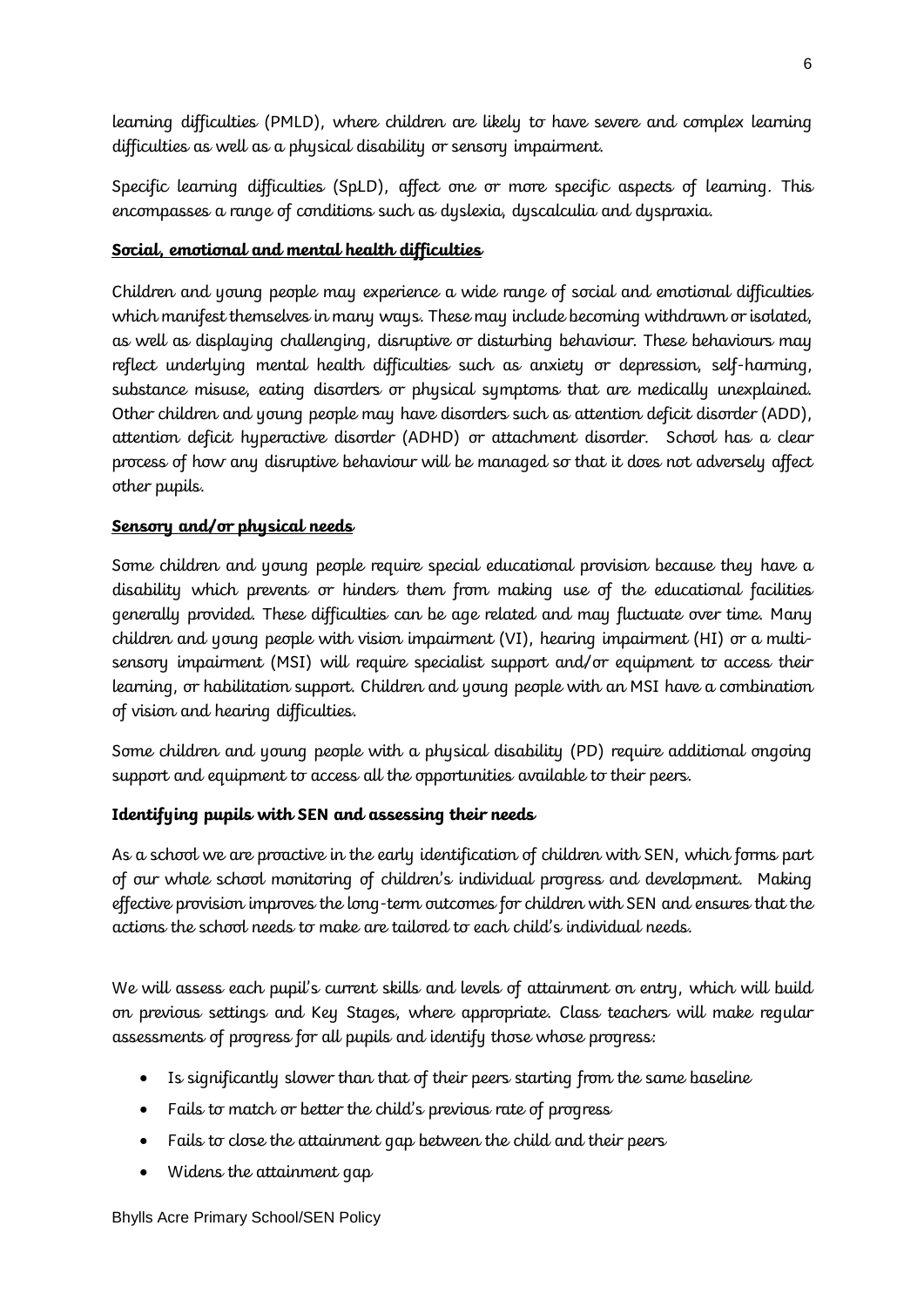learning difficulties (PMLD), where children are likely to have severe and complex learning difficulties as well as a physical disability or sensory impairment.

Specific learning difficulties (SpLD), affect one or more specific aspects of learning. This encompasses a range of conditions such as dyslexia, dyscalculia and dyspraxia.

**Social, emotional and mental health difficulties**

Children and young people may experience a wide range of social and emotional difficulties which manifest themselves in many ways. These may include becoming withdrawn or isolated, as well as displaying challenging, disruptive or disturbing behaviour. These behaviours may reflect underlying mental health difficulties such as anxiety or depression, self-harming, substance misuse, eating disorders or physical symptoms that are medically unexplained. Other children and young people may have disorders such as attention deficit disorder (ADD), attention deficit hyperactive disorder (ADHD) or attachment disorder. School has a clear process of how any disruptive behaviour will be managed so that it does not adversely affect other pupils.

**Sensory and/or physical needs**

Some children and young people require special educational provision because they have a disability which prevents or hinders them from making use of the educational facilities generally provided. These difficulties can be age related and may fluctuate over time. Many children and young people with vision impairment (VI), hearing impairment (HI) or a multi-sensory impairment (MSI) will require specialist support and/or equipment to access their learning, or habilitation support. Children and young people with an MSI have a combination of vision and hearing difficulties.

Some children and young people with a physical disability (PD) require additional ongoing support and equipment to access all the opportunities available to their peers.

**Identifying pupils with SEN and assessing their needs**

As a school we are proactive in the early identification of children with SEN, which forms part of our whole school monitoring of children's individual progress and development. Making effective provision improves the long-term outcomes for children with SEN and ensures that the actions the school needs to make are tailored to each child's individual needs.

We will assess each pupil's current skills and levels of attainment on entry, which will build on previous settings and Key Stages, where appropriate. Class teachers will make regular assessments of progress for all pupils and identify those whose progress:

- Is significantly slower than that of their peers starting from the same baseline
- Fails to match or better the child's previous rate of progress
- Fails to close the attainment gap between the child and their peers
- Widens the attainment gap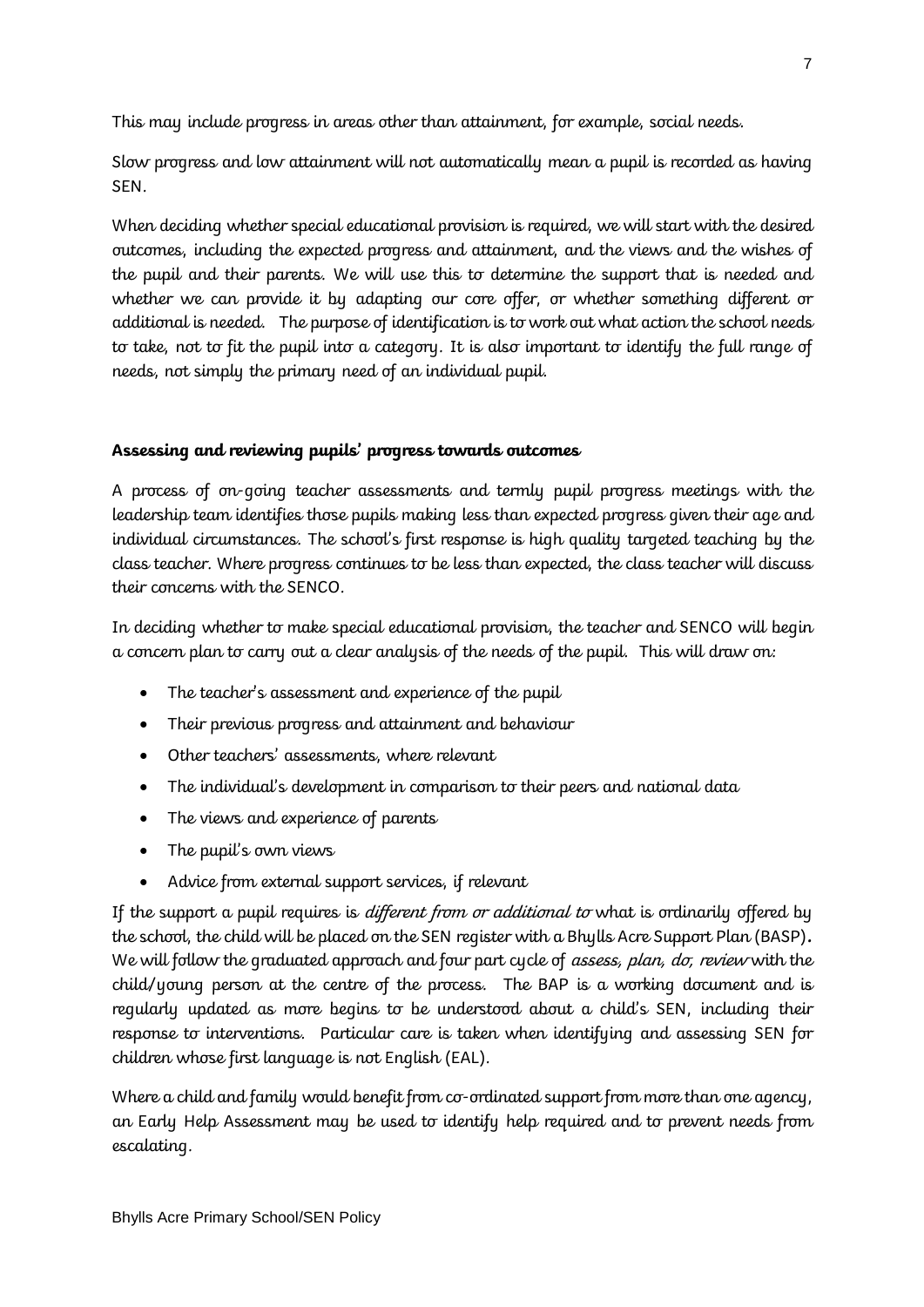This may include progress in areas other than attainment, for example, social needs.

Slow progress and low attainment will not automatically mean a pupil is recorded as having SEN.

When deciding whether special educational provision is required, we will start with the desired outcomes, including the expected progress and attainment, and the views and the wishes of the pupil and their parents. We will use this to determine the support that is needed and whether we can provide it by adapting our core offer, or whether something different or additional is needed. The purpose of identification is to work out what action the school needs to take, not to fit the pupil into a category. It is also important to identify the full range of needs, not simply the primary need of an individual pupil.

**Assessing and reviewing pupils' progress towards outcomes**

A process of on-going teacher assessments and termly pupil progress meetings with the leadership team identifies those pupils making less than expected progress given their age and individual circumstances. The school's first response is high quality targeted teaching by the class teacher. Where progress continues to be less than expected, the class teacher will discuss their concerns with the SENCO.

In deciding whether to make special educational provision, the teacher and SENCO will begin a concern plan to carry out a clear analysis of the needs of the pupil. This will draw on:

- The teacher's assessment and experience of the pupil
- Their previous progress and attainment and behaviour
- Other teachers' assessments, where relevant
- The individual's development in comparison to their peers and national data
- The views and experience of parents
- The pupil's own views
- Advice from external support services, if relevant

If the support a pupil requires is *different from or additional to* what is ordinarily offered by the school, the child will be placed on the SEN register with a Bhylls Acre Support Plan (BASP)**.** We will follow the graduated approach and four part cycle of *assess, plan, do, review* with the child/young person at the centre of the process. The BAP is a working document and is regularly updated as more begins to be understood about a child's SEN, including their response to interventions. Particular care is taken when identifying and assessing SEN for children whose first language is not English (EAL).

Where a child and family would benefit from co-ordinated support from more than one agency, an Early Help Assessment may be used to identify help required and to prevent needs from escalating.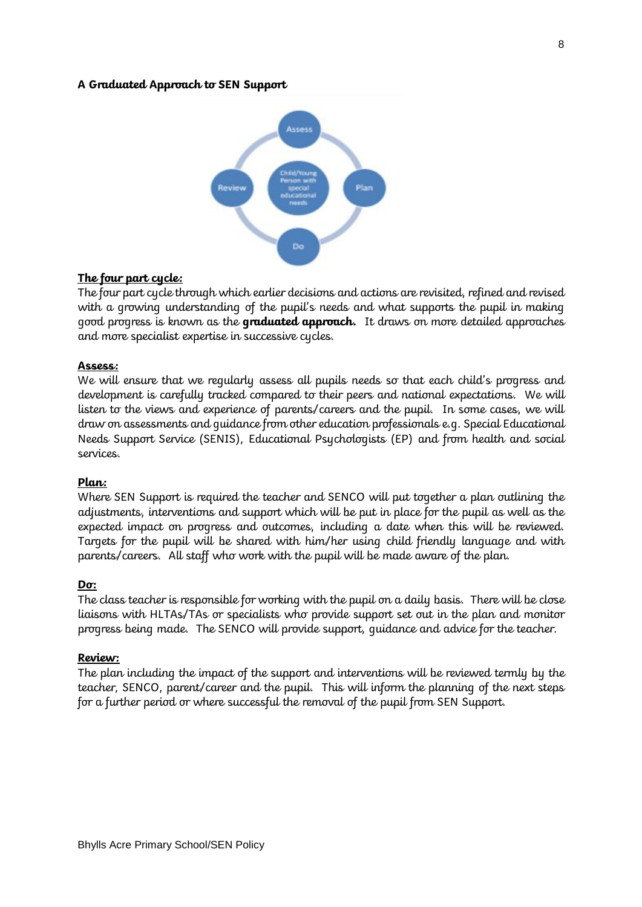**A Graduated Approach to SEN Support**

**The four part cycle:**

The four part cycle through which earlier decisions and actions are revisited, refined and revised with a growing understanding of the pupil's needs and what supports the pupil in making good progress is known as the **graduated approach.** It draws on more detailed approaches and more specialist expertise in successive cycles.

**Assess:**

We will ensure that we regularly assess all pupils needs so that each child's progress and development is carefully tracked compared to their peers and national expectations. We will listen to the views and experience of parents/careers and the pupil. In some cases, we will draw on assessments and guidance from other education professionals e.g. Special Educational Needs Support Service (SENIS), Educational Psychologists (EP) and from health and social services.

**Plan:**

Where SEN Support is required the teacher and SENCO will put together a plan outlining the adjustments, interventions and support which will be put in place for the pupil as well as the expected impact on progress and outcomes, including a date when this will be reviewed. Targets for the pupil will be shared with him/her using child friendly language and with parents/careers. All staff who work with the pupil will be made aware of the plan.

**Do:**

The class teacher is responsible for working with the pupil on a daily basis. There will be close liaisons with HLTAs/TAs or specialists who provide support set out in the plan and monitor progress being made. The SENCO will provide support, guidance and advice for the teacher.

**Review:**

The plan including the impact of the support and interventions will be reviewed termly by the teacher, SENCO, parent/career and the pupil. This will inform the planning of the next steps for a further period or where successful the removal of the pupil from SEN Support.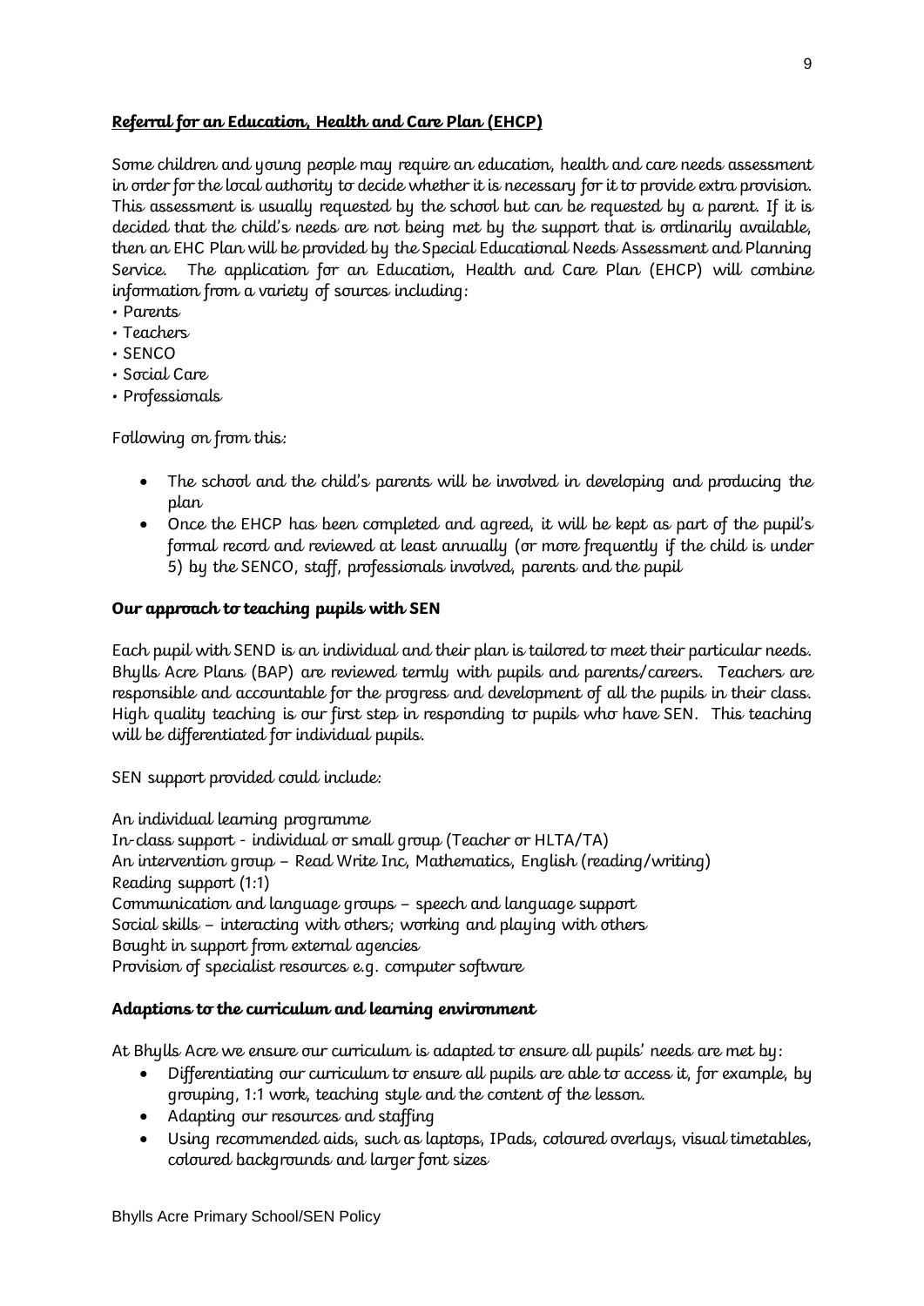## Referral for an Education, Health and Care Plan (EHCP)

Some children and young people may require an education, health and care needs assessment in order for the local authority to decide whether it is necessary for it to provide extra provision. This assessment is usually requested by the school but can be requested by a parent. If it is decided that the child's needs are not being met by the support that is ordinarily available, then an EHC Plan will be provided by the Special Educational Needs Assessment and Planning Service. The application for an Education, Health and Care Plan (EHCP) will combine information from a variety of sources including:

- Parents
- Teachers
- SENCO
- Social Care
- Professionals

Following on from this:

- The school and the child's parents will be involved in developing and producing the plan
- Once the EHCP has been completed and agreed, it will be kept as part of the pupil's formal record and reviewed at least annually (or more frequently if the child is under 5) by the SENCO, staff, professionals involved, parents and the pupil

## Our approach to teaching pupils with SEN

Each pupil with SEND is an individual and their plan is tailored to meet their particular needs. Bhylls Acre Plans (BAP) are reviewed termly with pupils and parents/careers. Teachers are responsible and accountable for the progress and development of all the pupils in their class. High quality teaching is our first step in responding to pupils who have SEN. This teaching will be differentiated for individual pupils.

SEN support provided could include:

An individual learning programme
In-class support - individual or small group (Teacher or HLTA/TA)
An intervention group – Read Write Inc, Mathematics, English (reading/writing)
Reading support (1:1)
Communication and language groups – speech and language support
Social skills – interacting with others; working and playing with others
Bought in support from external agencies
Provision of specialist resources e.g. computer software

## Adaptions to the curriculum and learning environment

At Bhylls Acre we ensure our curriculum is adapted to ensure all pupils' needs are met by:

- Differentiating our curriculum to ensure all pupils are able to access it, for example, by grouping, 1:1 work, teaching style and the content of the lesson.
- Adapting our resources and staffing
- Using recommended aids, such as laptops, IPads, coloured overlays, visual timetables, coloured backgrounds and larger font sizes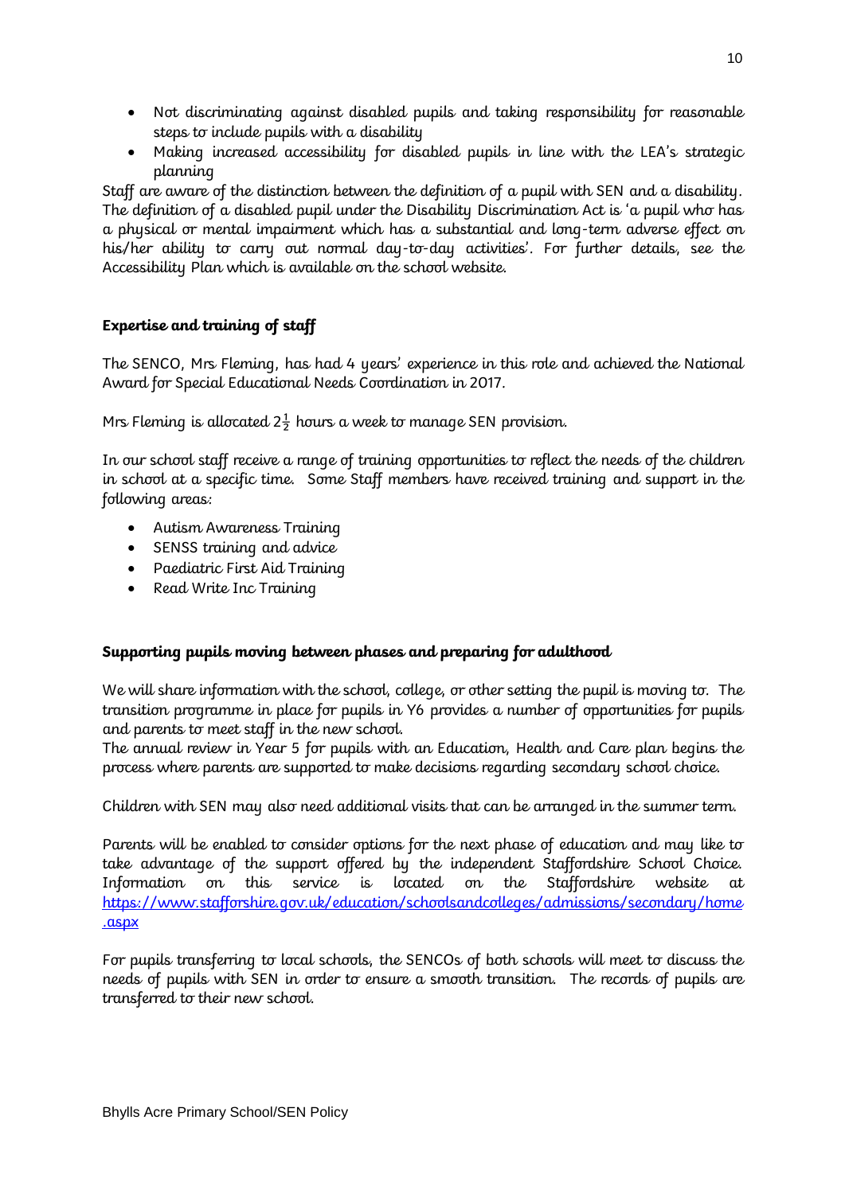- Not discriminating against disabled pupils and taking responsibility for reasonable steps to include pupils with a disability
- Making increased accessibility for disabled pupils in line with the LEA's strategic planning

Staff are aware of the distinction between the definition of a pupil with SEN and a disability. The definition of a disabled pupil under the Disability Discrimination Act is 'a pupil who has a physical or mental impairment which has a substantial and long-term adverse effect on his/her ability to carry out normal day-to-day activities'. For further details, see the Accessibility Plan which is available on the school website.

**Expertise and training of staff**

The SENCO, Mrs Fleming, has had 4 years' experience in this role and achieved the National Award for Special Educational Needs Coordination in 2017.

Mrs Fleming is allocated $2\frac{1}{2}$ hours a week to manage SEN provision.

In our school staff receive a range of training opportunities to reflect the needs of the children in school at a specific time. Some Staff members have received training and support in the following areas:

- Autism Awareness Training
- SENSS training and advice
- Paediatric First Aid Training
- Read Write Inc Training

**Supporting pupils moving between phases and preparing for adulthood**

We will share information with the school, college, or other setting the pupil is moving to. The transition programme in place for pupils in Y6 provides a number of opportunities for pupils and parents to meet staff in the new school.
The annual review in Year 5 for pupils with an Education, Health and Care plan begins the process where parents are supported to make decisions regarding secondary school choice.

Children with SEN may also need additional visits that can be arranged in the summer term.

Parents will be enabled to consider options for the next phase of education and may like to take advantage of the support offered by the independent Staffordshire School Choice. Information on this service is located on the Staffordshire website at https://www.stafforshire.gov.uk/education/schoolsandcolleges/admissions/secondary/home.aspx

For pupils transferring to local schools, the SENCOs of both schools will meet to discuss the needs of pupils with SEN in order to ensure a smooth transition. The records of pupils are transferred to their new school.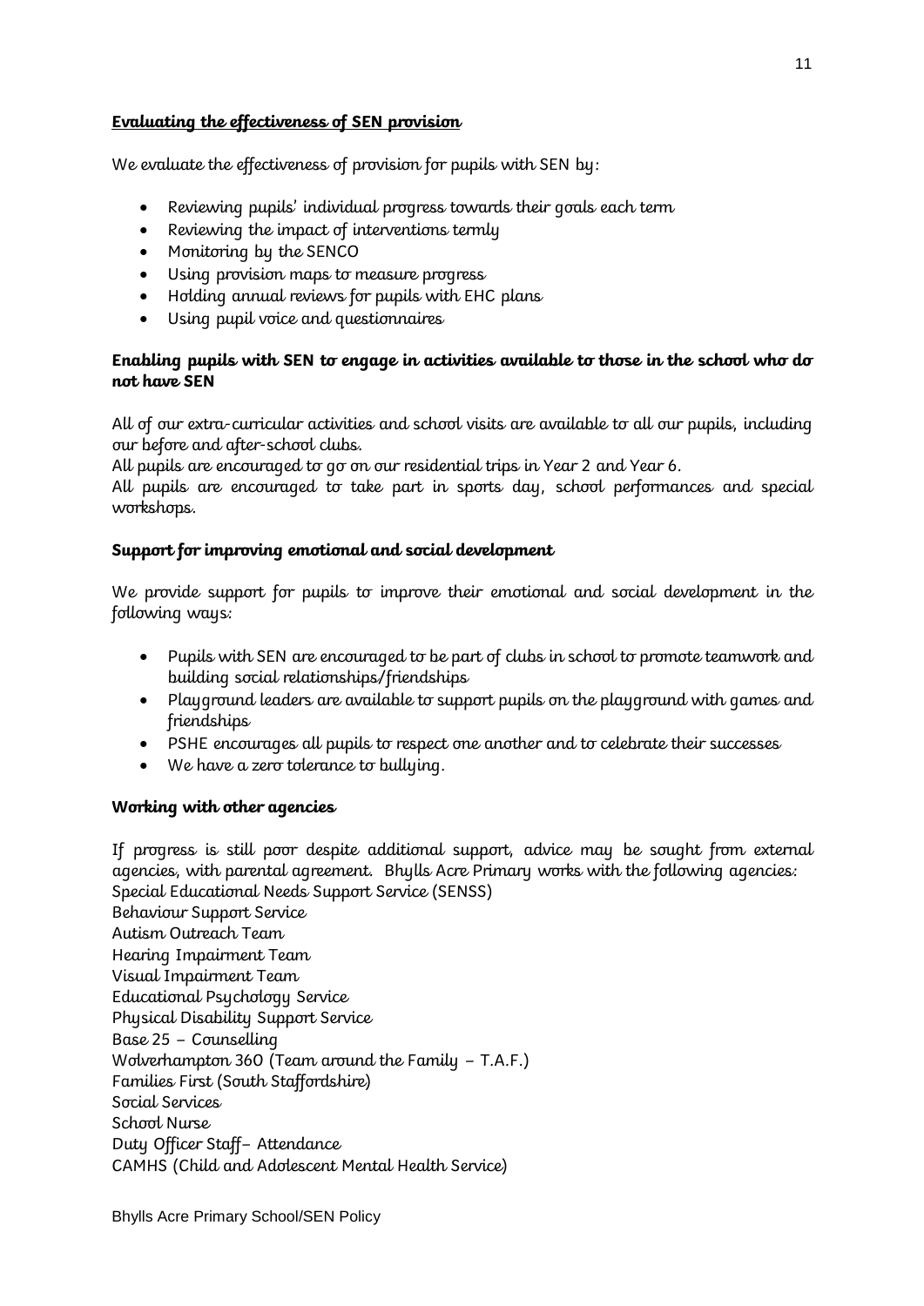## Evaluating the effectiveness of SEN provision

We evaluate the effectiveness of provision for pupils with SEN by:

- Reviewing pupils' individual progress towards their goals each term
- Reviewing the impact of interventions termly
- Monitoring by the SENCO
- Using provision maps to measure progress
- Holding annual reviews for pupils with EHC plans
- Using pupil voice and questionnaires

### Enabling pupils with SEN to engage in activities available to those in the school who do not have SEN

All of our extra-curricular activities and school visits are available to all our pupils, including our before and after-school clubs.

All pupils are encouraged to go on our residential trips in Year 2 and Year 6.

All pupils are encouraged to take part in sports day, school performances and special workshops.

### Support for improving emotional and social development

We provide support for pupils to improve their emotional and social development in the following ways:

- Pupils with SEN are encouraged to be part of clubs in school to promote teamwork and building social relationships/friendships
- Playground leaders are available to support pupils on the playground with games and friendships
- PSHE encourages all pupils to respect one another and to celebrate their successes
- We have a zero tolerance to bullying.

### Working with other agencies

If progress is still poor despite additional support, advice may be sought from external agencies, with parental agreement. Bhylls Acre Primary works with the following agencies:

Special Educational Needs Support Service (SENSS)
Behaviour Support Service
Autism Outreach Team
Hearing Impairment Team
Visual Impairment Team
Educational Psychology Service
Physical Disability Support Service
Base 25 – Counselling
Wolverhampton 360 (Team around the Family – T.A.F.)
Families First (South Staffordshire)
Social Services
School Nurse
Duty Officer Staff– Attendance
CAMHS (Child and Adolescent Mental Health Service)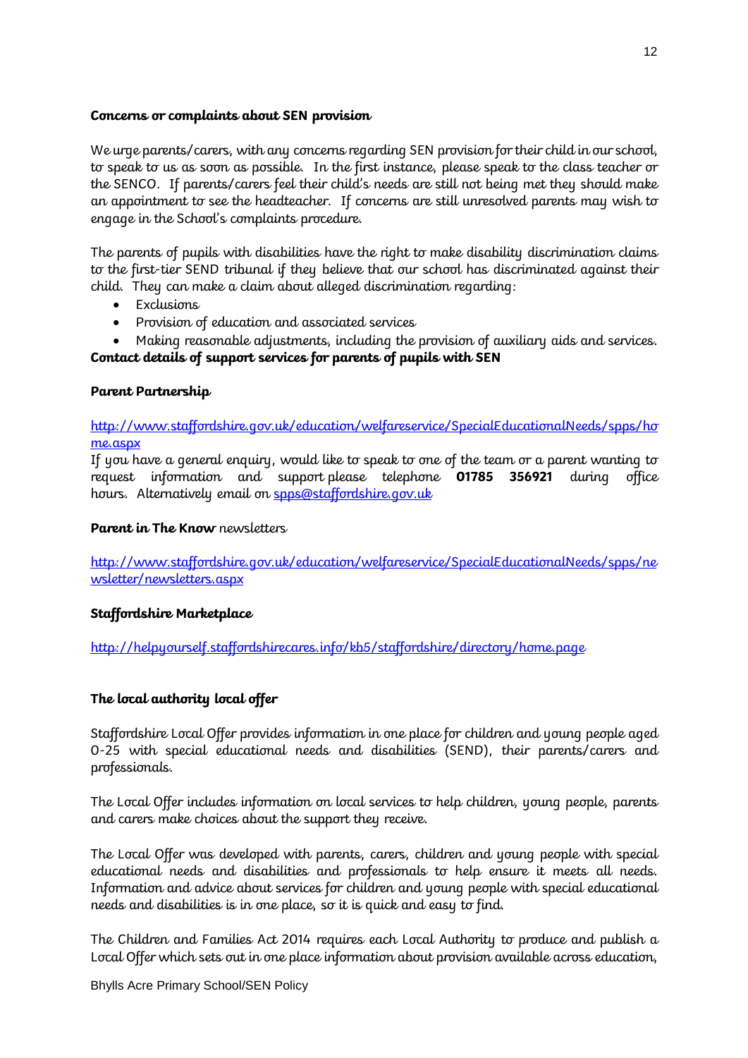**Concerns or complaints about SEN provision**

We urge parents/carers, with any concerns regarding SEN provision for their child in our school, to speak to us as soon as possible. In the first instance, please speak to the class teacher or the SENCO. If parents/carers feel their child's needs are still not being met they should make an appointment to see the headteacher. If concerns are still unresolved parents may wish to engage in the School's complaints procedure.

The parents of pupils with disabilities have the right to make disability discrimination claims to the first-tier SEND tribunal if they believe that our school has discriminated against their child. They can make a claim about alleged discrimination regarding:

- Exclusions
- Provision of education and associated services
- Making reasonable adjustments, including the provision of auxiliary aids and services.

**Contact details of support services for parents of pupils with SEN**

**Parent Partnership**

http://www.staffordshire.gov.uk/education/welfareservice/SpecialEducationalNeeds/spps/home.aspx

If you have a general enquiry, would like to speak to one of the team or a parent wanting to request information and support please telephone **01785 356921** during office hours. Alternatively email on spps@staffordshire.gov.uk

**Parent in The Know** newsletters

http://www.staffordshire.gov.uk/education/welfareservice/SpecialEducationalNeeds/spps/newsletter/newsletters.aspx

**Staffordshire Marketplace**

http://helpyourself.staffordshirecares.info/kb5/staffordshire/directory/home.page

**The local authority local offer**

Staffordshire Local Offer provides information in one place for children and young people aged 0-25 with special educational needs and disabilities (SEND), their parents/carers and professionals.

The Local Offer includes information on local services to help children, young people, parents and carers make choices about the support they receive.

The Local Offer was developed with parents, carers, children and young people with special educational needs and disabilities and professionals to help ensure it meets all needs. Information and advice about services for children and young people with special educational needs and disabilities is in one place, so it is quick and easy to find.

The Children and Families Act 2014 requires each Local Authority to produce and publish a Local Offer which sets out in one place information about provision available across education,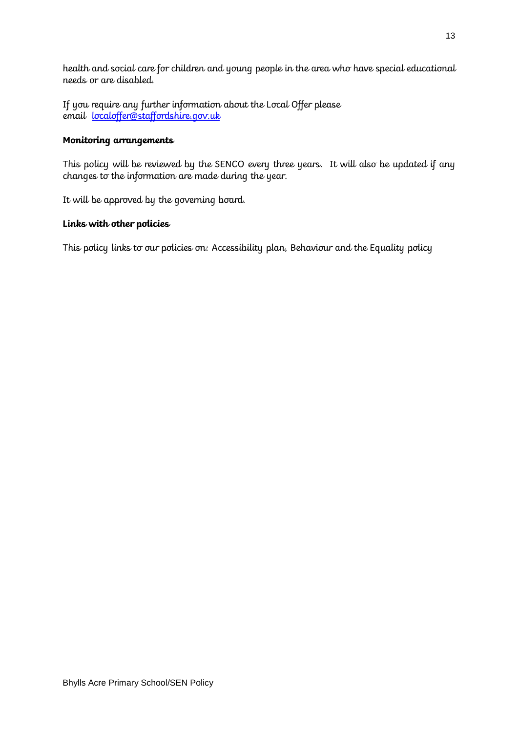health and social care for children and young people in the area who have special educational needs or are disabled.

If you require any further information about the Local Offer please email [localoffer@staffordshire.gov.uk](mailto:localoffer@staffordshire.gov.uk)

**Monitoring arrangements**

This policy will be reviewed by the SENCO every three years. It will also be updated if any changes to the information are made during the year.

It will be approved by the governing board.

**Links with other policies**

This policy links to our policies on: Accessibility plan, Behaviour and the Equality policy